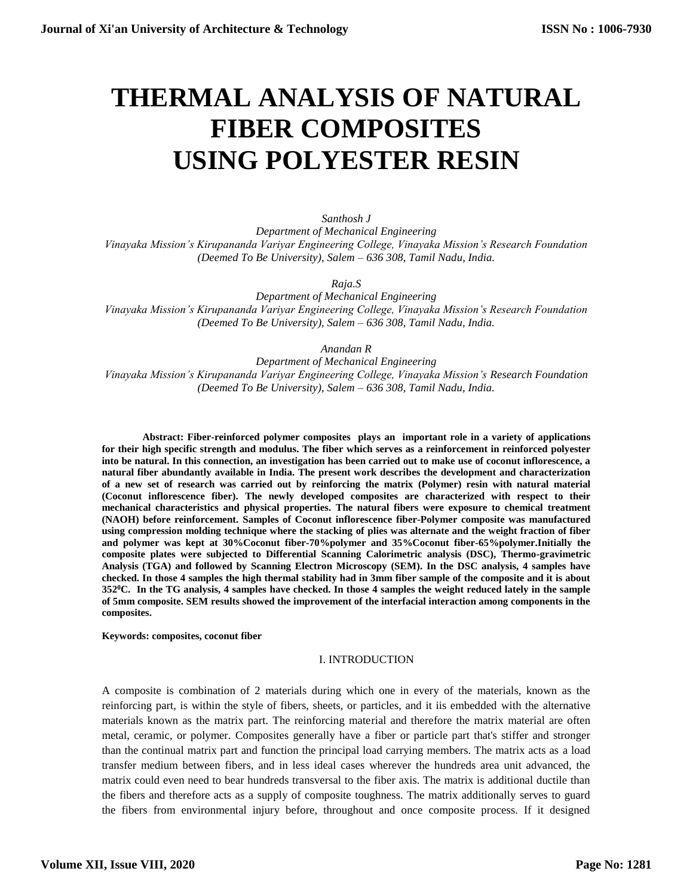# THERMAL ANALYSIS OF NATURAL FIBER COMPOSITES USING POLYESTER RESIN

*Santhosh J*
*Department of Mechanical Engineering*
*Vinayaka Mission's Kirupananda Variyar Engineering College, Vinayaka Mission's Research Foundation (Deemed To Be University), Salem – 636 308, Tamil Nadu, India.*

*Raja.S*
*Department of Mechanical Engineering*
*Vinayaka Mission's Kirupananda Variyar Engineering College, Vinayaka Mission's Research Foundation (Deemed To Be University), Salem – 636 308, Tamil Nadu, India.*

*Anandan R*
*Department of Mechanical Engineering*
*Vinayaka Mission's Kirupananda Variyar Engineering College, Vinayaka Mission's Research Foundation (Deemed To Be University), Salem – 636 308, Tamil Nadu, India.*

**Abstract: Fiber-reinforced polymer composites plays an important role in a variety of applications for their high specific strength and modulus. The fiber which serves as a reinforcement in reinforced polyester into be natural. In this connection, an investigation has been carried out to make use of coconut inflorescence, a natural fiber abundantly available in India. The present work describes the development and characterization of a new set of research was carried out by reinforcing the matrix (Polymer) resin with natural material (Coconut inflorescence fiber). The newly developed composites are characterized with respect to their mechanical characteristics and physical properties. The natural fibers were exposure to chemical treatment (NAOH) before reinforcement. Samples of Coconut inflorescence fiber-Polymer composite was manufactured using compression molding technique where the stacking of plies was alternate and the weight fraction of fiber and polymer was kept at 30%Coconut fiber-70%polymer and 35%Coconut fiber-65%polymer.Initially the composite plates were subjected to Differential Scanning Calorimetric analysis (DSC), Thermo-gravimetric Analysis (TGA) and followed by Scanning Electron Microscopy (SEM). In the DSC analysis, 4 samples have checked. In those 4 samples the high thermal stability had in 3mm fiber sample of the composite and it is about 352$^0$C. In the TG analysis, 4 samples have checked. In those 4 samples the weight reduced lately in the sample of 5mm composite. SEM results showed the improvement of the interfacial interaction among components in the composites.**

**Keywords: composites, coconut fiber**

## I. INTRODUCTION

A composite is combination of 2 materials during which one in every of the materials, known as the reinforcing part, is within the style of fibers, sheets, or particles, and it iis embedded with the alternative materials known as the matrix part. The reinforcing material and therefore the matrix material are often metal, ceramic, or polymer. Composites generally have a fiber or particle part that's stiffer and stronger than the continual matrix part and function the principal load carrying members. The matrix acts as a load transfer medium between fibers, and in less ideal cases wherever the hundreds area unit advanced, the matrix could even need to bear hundreds transversal to the fiber axis. The matrix is additional ductile than the fibers and therefore acts as a supply of composite toughness. The matrix additionally serves to guard the fibers from environmental injury before, throughout and once composite process. If it designed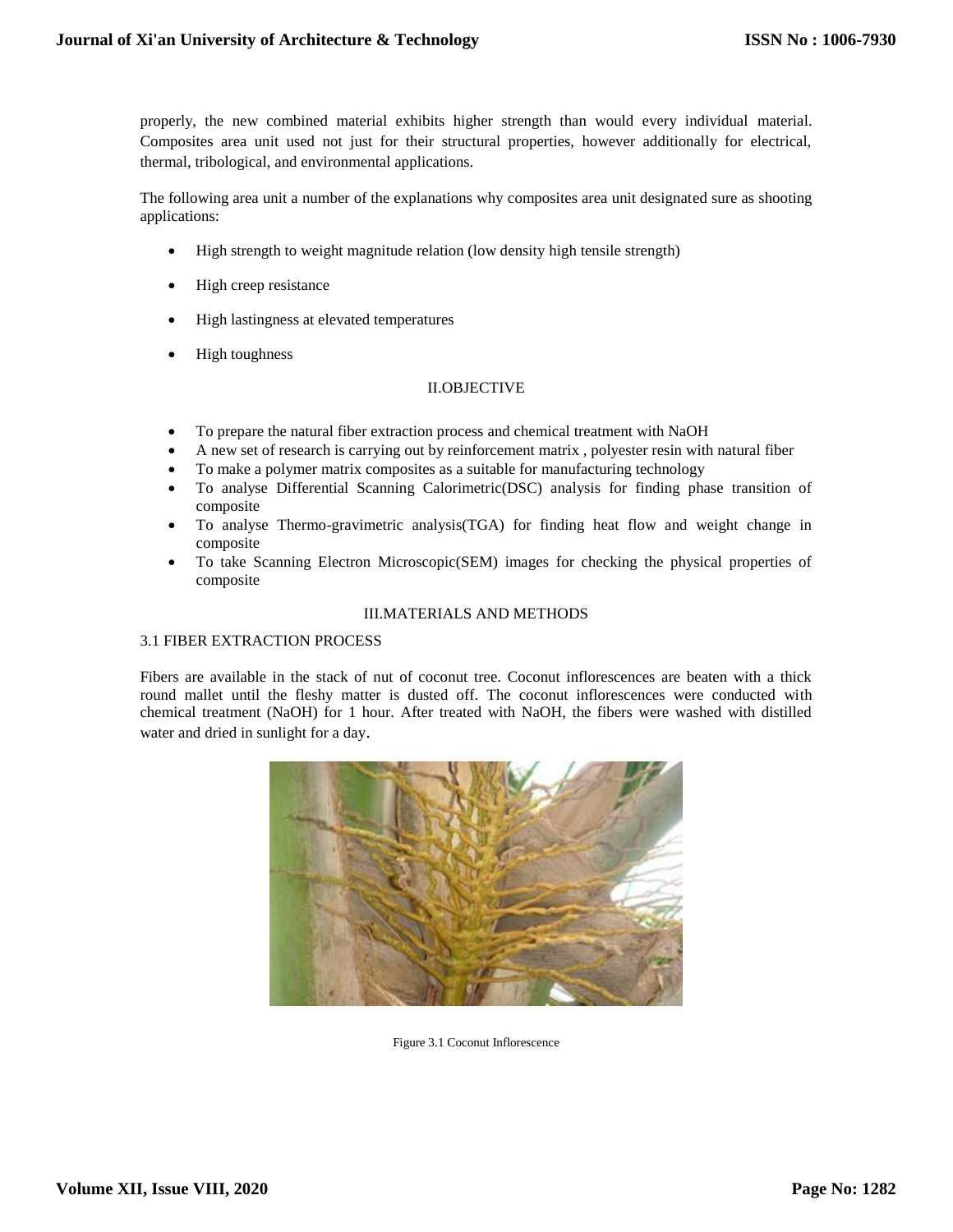properly, the new combined material exhibits higher strength than would every individual material. Composites area unit used not just for their structural properties, however additionally for electrical, thermal, tribological, and environmental applications.

The following area unit a number of the explanations why composites area unit designated sure as shooting applications:

- High strength to weight magnitude relation (low density high tensile strength)
- High creep resistance
- High lastingness at elevated temperatures
- High toughness

## II.OBJECTIVE

- To prepare the natural fiber extraction process and chemical treatment with NaOH
- A new set of research is carrying out by reinforcement matrix , polyester resin with natural fiber
- To make a polymer matrix composites as a suitable for manufacturing technology
- To analyse Differential Scanning Calorimetric(DSC) analysis for finding phase transition of composite
- To analyse Thermo-gravimetric analysis(TGA) for finding heat flow and weight change in composite
- To take Scanning Electron Microscopic(SEM) images for checking the physical properties of composite

## III.MATERIALS AND METHODS

### 3.1 FIBER EXTRACTION PROCESS

Fibers are available in the stack of nut of coconut tree. Coconut inflorescences are beaten with a thick round mallet until the fleshy matter is dusted off. The coconut inflorescences were conducted with chemical treatment (NaOH) for 1 hour. After treated with NaOH, the fibers were washed with distilled water and dried in sunlight for a day.

Figure 3.1 Coconut Inflorescence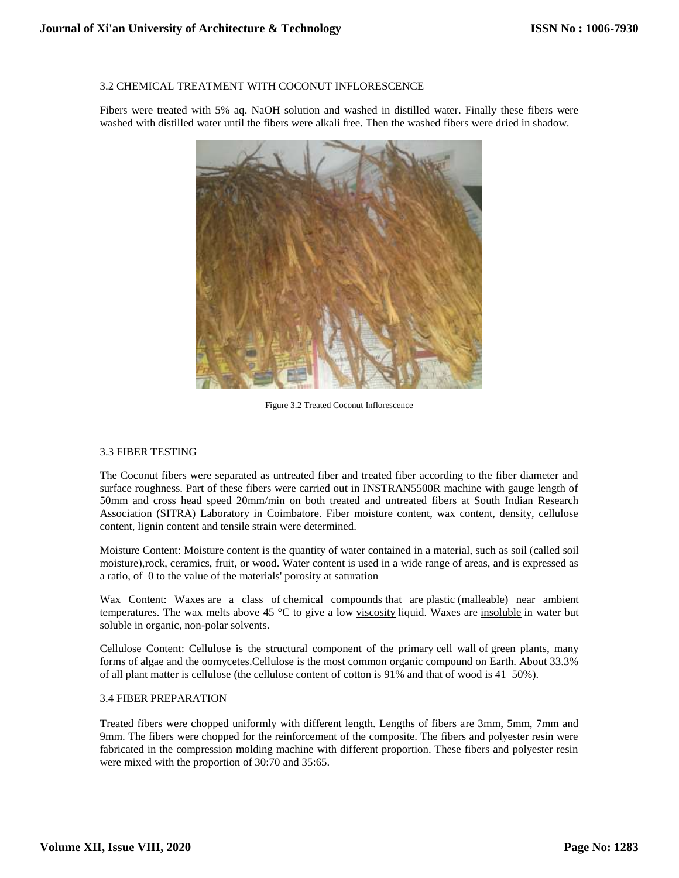### 3.2 CHEMICAL TREATMENT WITH COCONUT INFLORESCENCE

Fibers were treated with 5% aq. NaOH solution and washed in distilled water. Finally these fibers were washed with distilled water until the fibers were alkali free. Then the washed fibers were dried in shadow.

Figure 3.2 Treated Coconut Inflorescence

### 3.3 FIBER TESTING

The Coconut fibers were separated as untreated fiber and treated fiber according to the fiber diameter and surface roughness. Part of these fibers were carried out in INSTRAN5500R machine with gauge length of 50mm and cross head speed 20mm/min on both treated and untreated fibers at South Indian Research Association (SITRA) Laboratory in Coimbatore. Fiber moisture content, wax content, density, cellulose content, lignin content and tensile strain were determined.

Moisture Content: Moisture content is the quantity of water contained in a material, such as soil (called soil moisture),rock, ceramics, fruit, or wood. Water content is used in a wide range of areas, and is expressed as a ratio, of 0 to the value of the materials' porosity at saturation

Wax Content: Waxes are a class of chemical compounds that are plastic (malleable) near ambient temperatures. The wax melts above 45 °C to give a low viscosity liquid. Waxes are insoluble in water but soluble in organic, non-polar solvents.

Cellulose Content: Cellulose is the structural component of the primary cell wall of green plants, many forms of algae and the oomycetes.Cellulose is the most common organic compound on Earth. About 33.3% of all plant matter is cellulose (the cellulose content of cotton is 91% and that of wood is 41–50%).

### 3.4 FIBER PREPARATION

Treated fibers were chopped uniformly with different length. Lengths of fibers are 3mm, 5mm, 7mm and 9mm. The fibers were chopped for the reinforcement of the composite. The fibers and polyester resin were fabricated in the compression molding machine with different proportion. These fibers and polyester resin were mixed with the proportion of 30:70 and 35:65.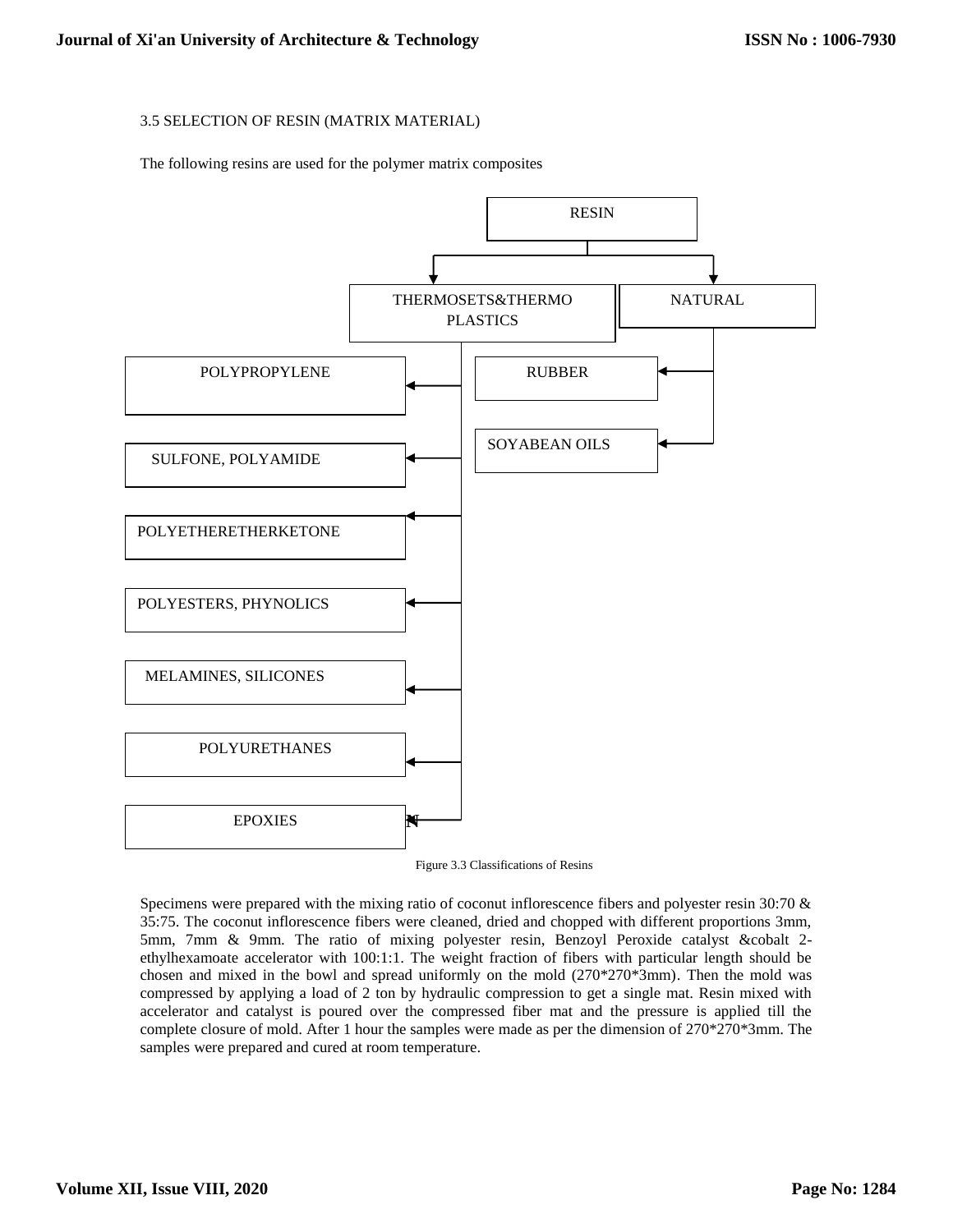3.5 SELECTION OF RESIN (MATRIX MATERIAL)

The following resins are used for the polymer matrix composites

- RESIN
  - THERMOSETS&THERMO PLASTICS
    - POLYPROPYLENE
    - SULFONE, POLYAMIDE
    - POLYETHERETHERKETONE
    - POLYESTERS, PHYNOLICS
    - MELAMINES, SILICONES
    - POLYURETHANES
    - EPOXIES
  - NATURAL
    - RUBBER
    - SOYABEAN OILS

Figure 3.3 Classifications of Resins

Specimens were prepared with the mixing ratio of coconut inflorescence fibers and polyester resin 30:70 & 35:75. The coconut inflorescence fibers were cleaned, dried and chopped with different proportions 3mm, 5mm, 7mm & 9mm. The ratio of mixing polyester resin, Benzoyl Peroxide catalyst &cobalt 2-ethylhexamoate accelerator with 100:1:1. The weight fraction of fibers with particular length should be chosen and mixed in the bowl and spread uniformly on the mold (270*270*3mm). Then the mold was compressed by applying a load of 2 ton by hydraulic compression to get a single mat. Resin mixed with accelerator and catalyst is poured over the compressed fiber mat and the pressure is applied till the complete closure of mold. After 1 hour the samples were made as per the dimension of 270*270*3mm. The samples were prepared and cured at room temperature.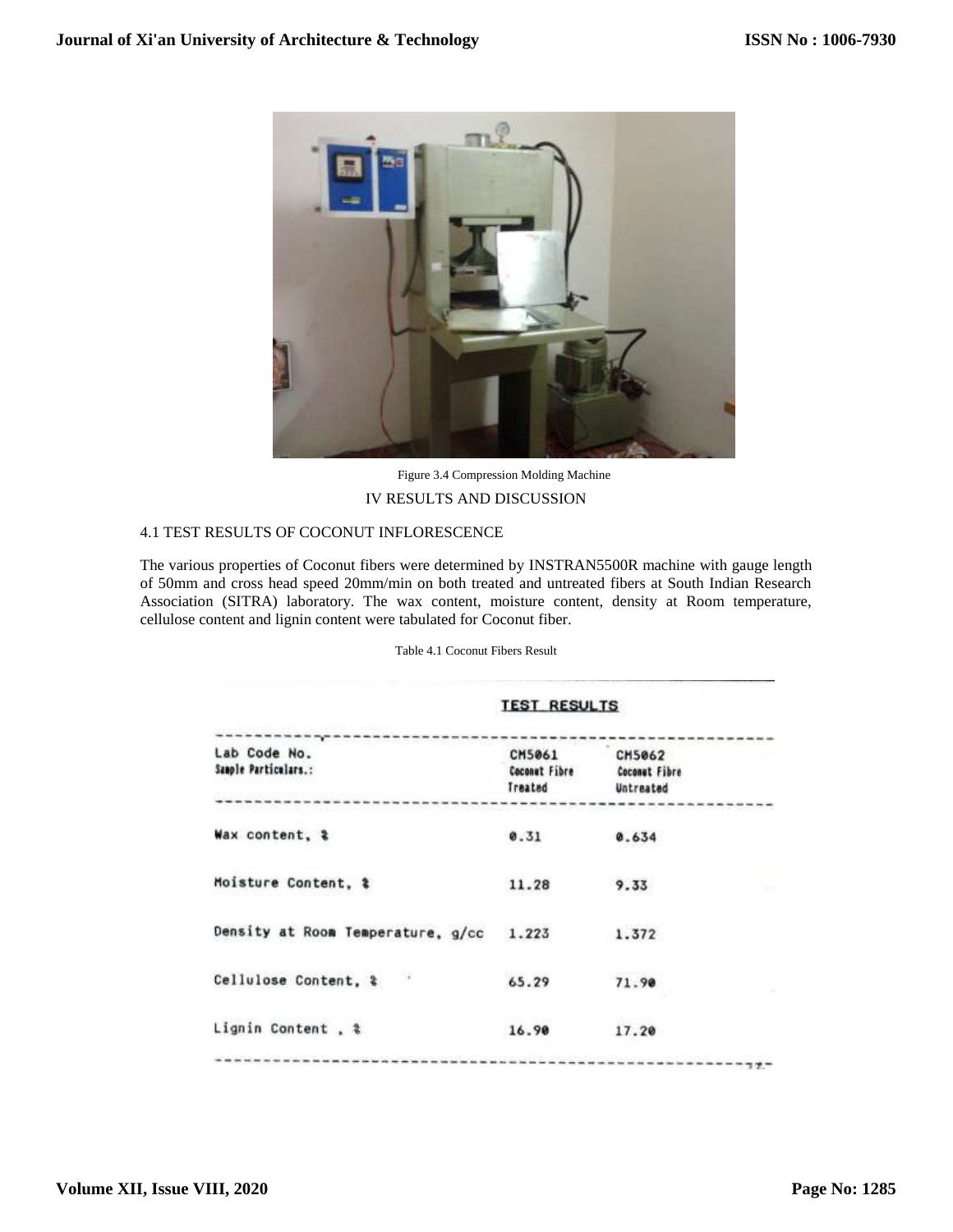Figure 3.4 Compression Molding Machine

# IV RESULTS AND DISCUSSION

## 4.1 TEST RESULTS OF COCONUT INFLORESCENCE

The various properties of Coconut fibers were determined by INSTRAN5500R machine with gauge length of 50mm and cross head speed 20mm/min on both treated and untreated fibers at South Indian Research Association (SITRA) laboratory. The wax content, moisture content, density at Room temperature, cellulose content and lignin content were tabulated for Coconut fiber.

Table 4.1 Coconut Fibers Result

**TEST RESULTS**

| Lab Code No. Sample Particulars.: | CM5061 Coconut Fibre Treated | CM5062 Coconut Fibre Untreated |
|---|---|---|
| Wax content, % | 0.31 | 0.634 |
| Moisture Content, % | 11.28 | 9.33 |
| Density at Room Temperature, g/cc | 1.223 | 1.372 |
| Cellulose Content, % | 65.29 | 71.90 |
| Lignin Content , % | 16.90 | 17.20 |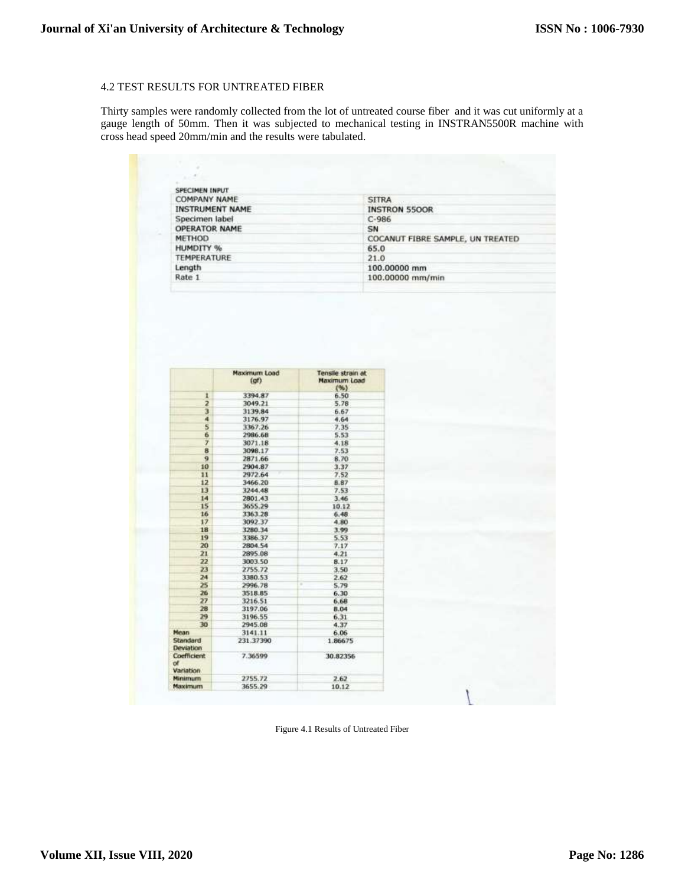4.2 TEST RESULTS FOR UNTREATED FIBER

Thirty samples were randomly collected from the lot of untreated course fiber and it was cut uniformly at a gauge length of 50mm. Then it was subjected to mechanical testing in INSTRAN5500R machine with cross head speed 20mm/min and the results were tabulated.

| SPECIMEN INPUT | |
|---|---|
| COMPANY NAME | SITRA |
| INSTRUMENT NAME | INSTRON 55OOR |
| Specimen label | C-986 |
| OPERATOR NAME | SN |
| METHOD | COCANUT FIBRE SAMPLE, UN TREATED |
| HUMDITY % | 65.0 |
| TEMPERATURE | 21.0 |
| Length | 100.00000 mm |
| Rate 1 | 100.00000 mm/min |

| | Maximum Load (gf) | Tensile strain at Maximum Load (%) |
|---|---|---|
| 1 | 3394.87 | 6.50 |
| 2 | 3049.21 | 5.78 |
| 3 | 3139.84 | 6.67 |
| 4 | 3176.97 | 4.64 |
| 5 | 3367.26 | 7.35 |
| 6 | 2986.68 | 5.53 |
| 7 | 3071.18 | 4.18 |
| 8 | 3098.17 | 7.53 |
| 9 | 2871.66 | 8.70 |
| 10 | 2904.87 | 3.37 |
| 11 | 2972.64 | 7.52 |
| 12 | 3466.20 | 8.87 |
| 13 | 3244.48 | 7.53 |
| 14 | 2801.43 | 3.46 |
| 15 | 3655.29 | 10.12 |
| 16 | 3363.28 | 6.48 |
| 17 | 3092.37 | 4.80 |
| 18 | 3280.34 | 3.99 |
| 19 | 3386.37 | 5.53 |
| 20 | 2804.54 | 7.17 |
| 21 | 2895.08 | 4.21 |
| 22 | 3003.50 | 8.17 |
| 23 | 2755.72 | 3.50 |
| 24 | 3380.53 | 2.62 |
| 25 | 2996.78 | 5.79 |
| 26 | 3518.85 | 6.30 |
| 27 | 3216.51 | 6.68 |
| 28 | 3197.06 | 8.04 |
| 29 | 3196.55 | 6.31 |
| 30 | 2945.08 | 4.37 |
| Mean | 3141.11 | 6.06 |
| Standard Deviation | 231.37390 | 1.86675 |
| Coefficient of Variation | 7.36599 | 30.82356 |
| Minimum | 2755.72 | 2.62 |
| Maximum | 3655.29 | 10.12 |

Figure 4.1 Results of Untreated Fiber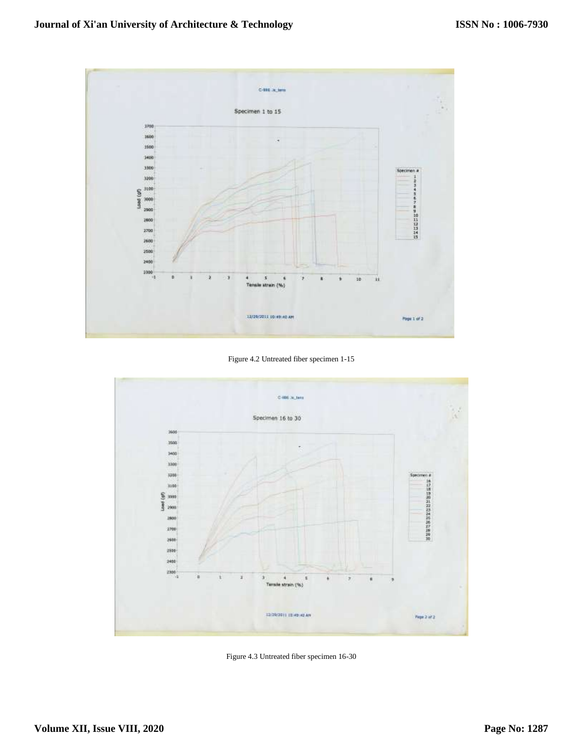Figure 4.2 Untreated fiber specimen 1-15

Figure 4.3 Untreated fiber specimen 16-30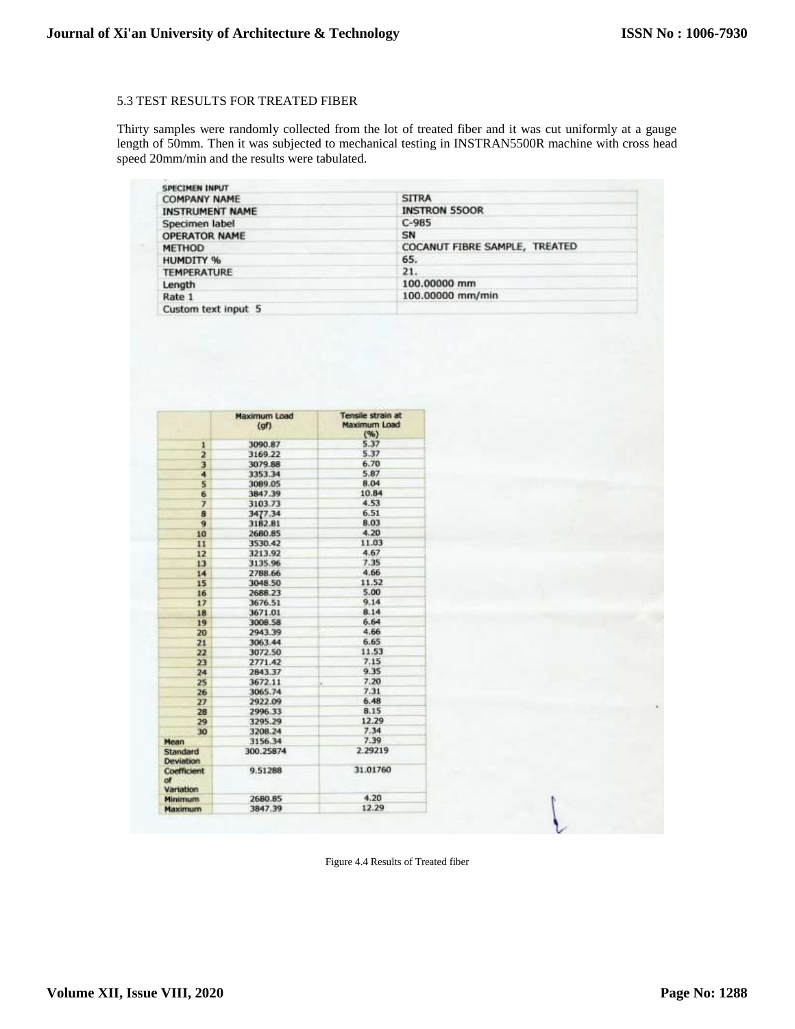5.3 TEST RESULTS FOR TREATED FIBER

Thirty samples were randomly collected from the lot of treated fiber and it was cut uniformly at a gauge length of 50mm. Then it was subjected to mechanical testing in INSTRAN5500R machine with cross head speed 20mm/min and the results were tabulated.

| SPECIMEN INPUT | |
|---|---|
| COMPANY NAME | SITRA |
| INSTRUMENT NAME | INSTRON 55OOR |
| Specimen label | C-985 |
| OPERATOR NAME | SN |
| METHOD | COCANUT FIBRE SAMPLE, TREATED |
| HUMDITY % | 65. |
| TEMPERATURE | 21. |
| Length | 100.00000 mm |
| Rate 1 | 100.00000 mm/min |
| Custom text input 5 | |

| | Maximum Load (gf) | Tensile strain at Maximum Load (%) |
|---|---|---|
| 1 | 3090.87 | 5.37 |
| 2 | 3169.22 | 5.37 |
| 3 | 3079.88 | 6.70 |
| 4 | 3353.34 | 5.87 |
| 5 | 3089.05 | 8.04 |
| 6 | 3847.39 | 10.84 |
| 7 | 3103.73 | 4.53 |
| 8 | 3477.34 | 6.51 |
| 9 | 3182.81 | 8.03 |
| 10 | 2680.85 | 4.20 |
| 11 | 3530.42 | 11.03 |
| 12 | 3213.92 | 4.67 |
| 13 | 3135.96 | 7.35 |
| 14 | 2788.66 | 4.66 |
| 15 | 3048.50 | 11.52 |
| 16 | 2688.23 | 5.00 |
| 17 | 3676.51 | 9.14 |
| 18 | 3671.01 | 8.14 |
| 19 | 3008.58 | 6.64 |
| 20 | 2943.39 | 4.66 |
| 21 | 3063.44 | 6.65 |
| 22 | 3072.50 | 11.53 |
| 23 | 2771.42 | 7.15 |
| 24 | 2843.37 | 9.35 |
| 25 | 3672.11 | 7.20 |
| 26 | 3065.74 | 7.31 |
| 27 | 2922.09 | 6.48 |
| 28 | 2996.33 | 8.15 |
| 29 | 3295.29 | 12.29 |
| 30 | 3208.24 | 7.34 |
| Mean | 3156.34 | 7.39 |
| Standard Deviation | 300.25874 | 2.29219 |
| Coefficient of Variation | 9.51288 | 31.01760 |
| Minimum | 2680.85 | 4.20 |
| Maximum | 3847.39 | 12.29 |

Figure 4.4 Results of Treated fiber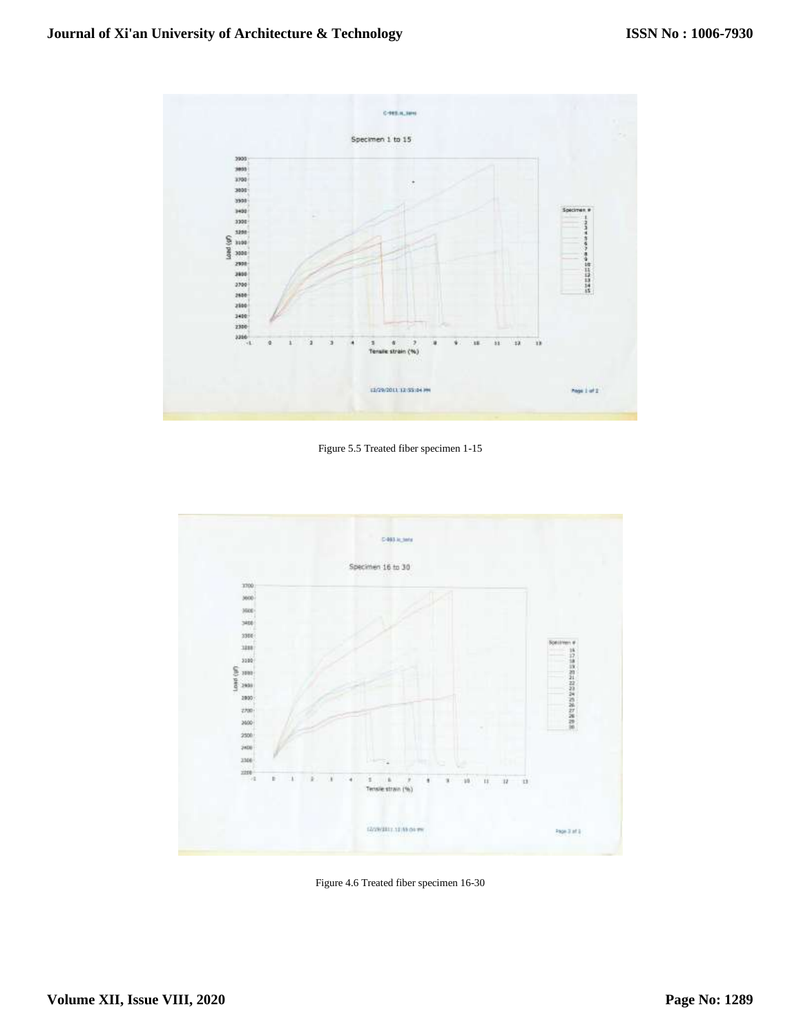Figure 5.5 Treated fiber specimen 1-15

Figure 4.6 Treated fiber specimen 16-30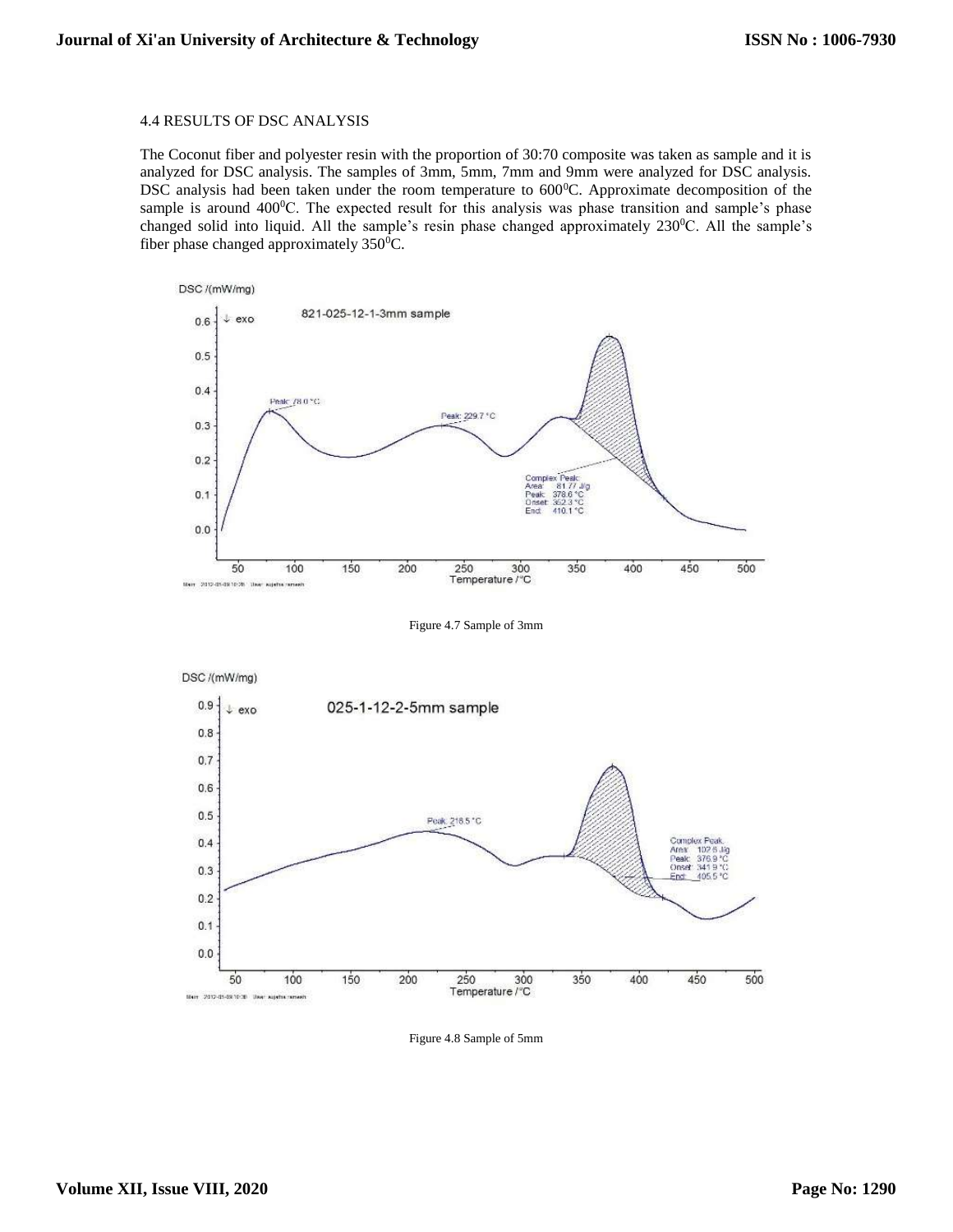4.4 RESULTS OF DSC ANALYSIS

The Coconut fiber and polyester resin with the proportion of 30:70 composite was taken as sample and it is analyzed for DSC analysis. The samples of 3mm, 5mm, 7mm and 9mm were analyzed for DSC analysis. DSC analysis had been taken under the room temperature to 600$^0$C. Approximate decomposition of the sample is around 400$^0$C. The expected result for this analysis was phase transition and sample's phase changed solid into liquid. All the sample's resin phase changed approximately 230$^0$C. All the sample's fiber phase changed approximately 350$^0$C.

Figure 4.7 Sample of 3mm

Figure 4.8 Sample of 5mm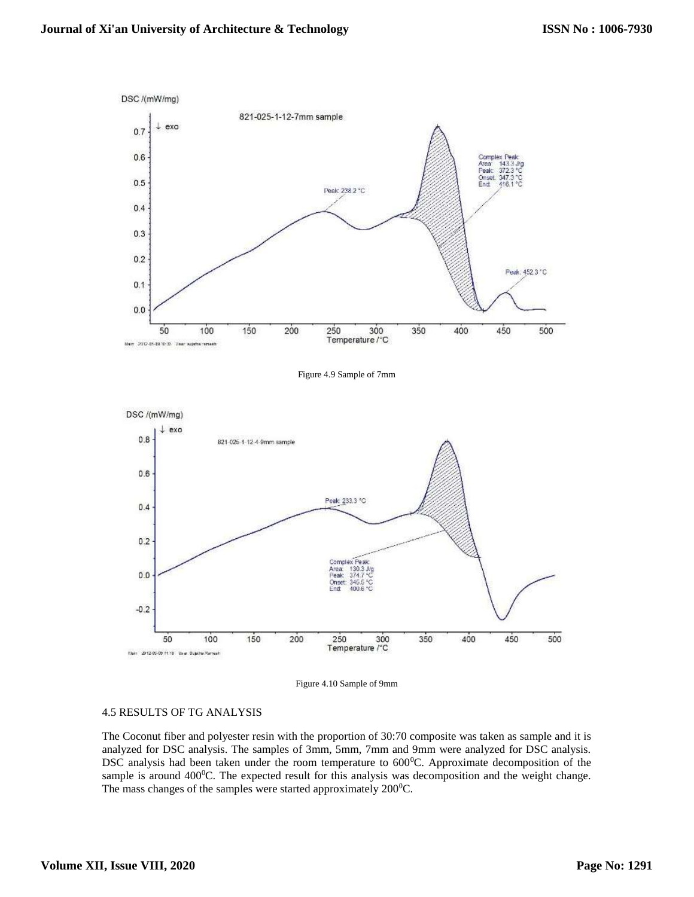Figure 4.9 Sample of 7mm

Figure 4.10 Sample of 9mm

4.5 RESULTS OF TG ANALYSIS

The Coconut fiber and polyester resin with the proportion of 30:70 composite was taken as sample and it is analyzed for DSC analysis. The samples of 3mm, 5mm, 7mm and 9mm were analyzed for DSC analysis. DSC analysis had been taken under the room temperature to $600^0$C. Approximate decomposition of the sample is around $400^0$C. The expected result for this analysis was decomposition and the weight change. The mass changes of the samples were started approximately $200^0$C.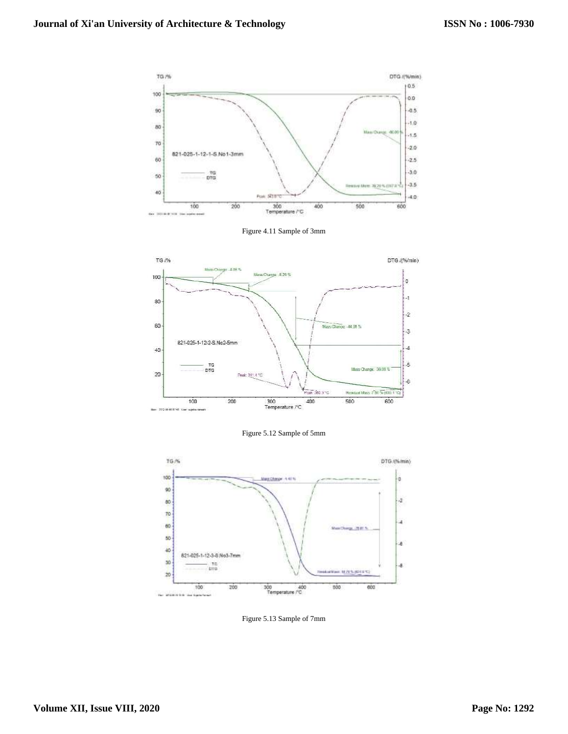Figure 4.11 Sample of 3mm

Figure 5.12 Sample of 5mm

Figure 5.13 Sample of 7mm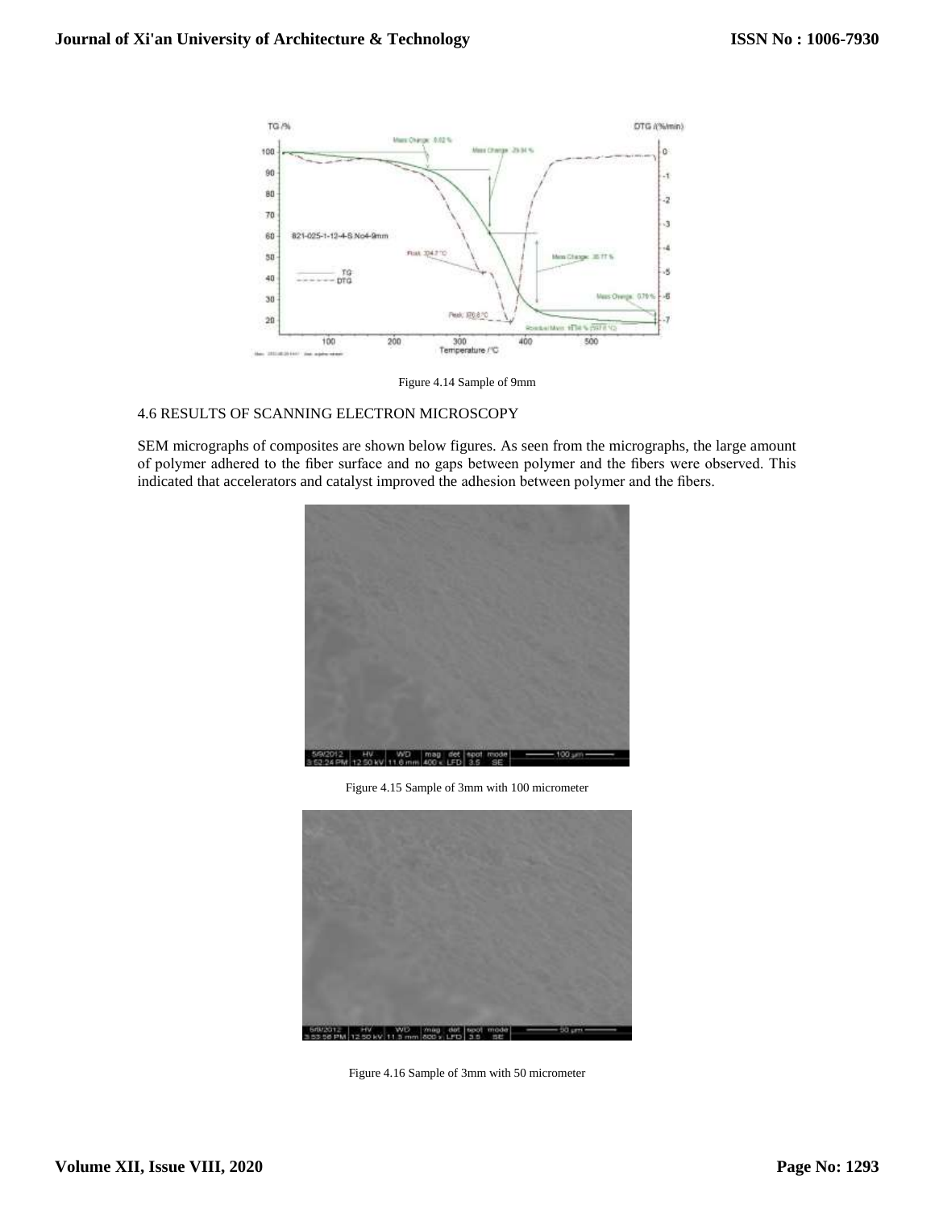Figure 4.14 Sample of 9mm

## 4.6 RESULTS OF SCANNING ELECTRON MICROSCOPY

SEM micrographs of composites are shown below figures. As seen from the micrographs, the large amount of polymer adhered to the fiber surface and no gaps between polymer and the fibers were observed. This indicated that accelerators and catalyst improved the adhesion between polymer and the fibers.

Figure 4.15 Sample of 3mm with 100 micrometer

Figure 4.16 Sample of 3mm with 50 micrometer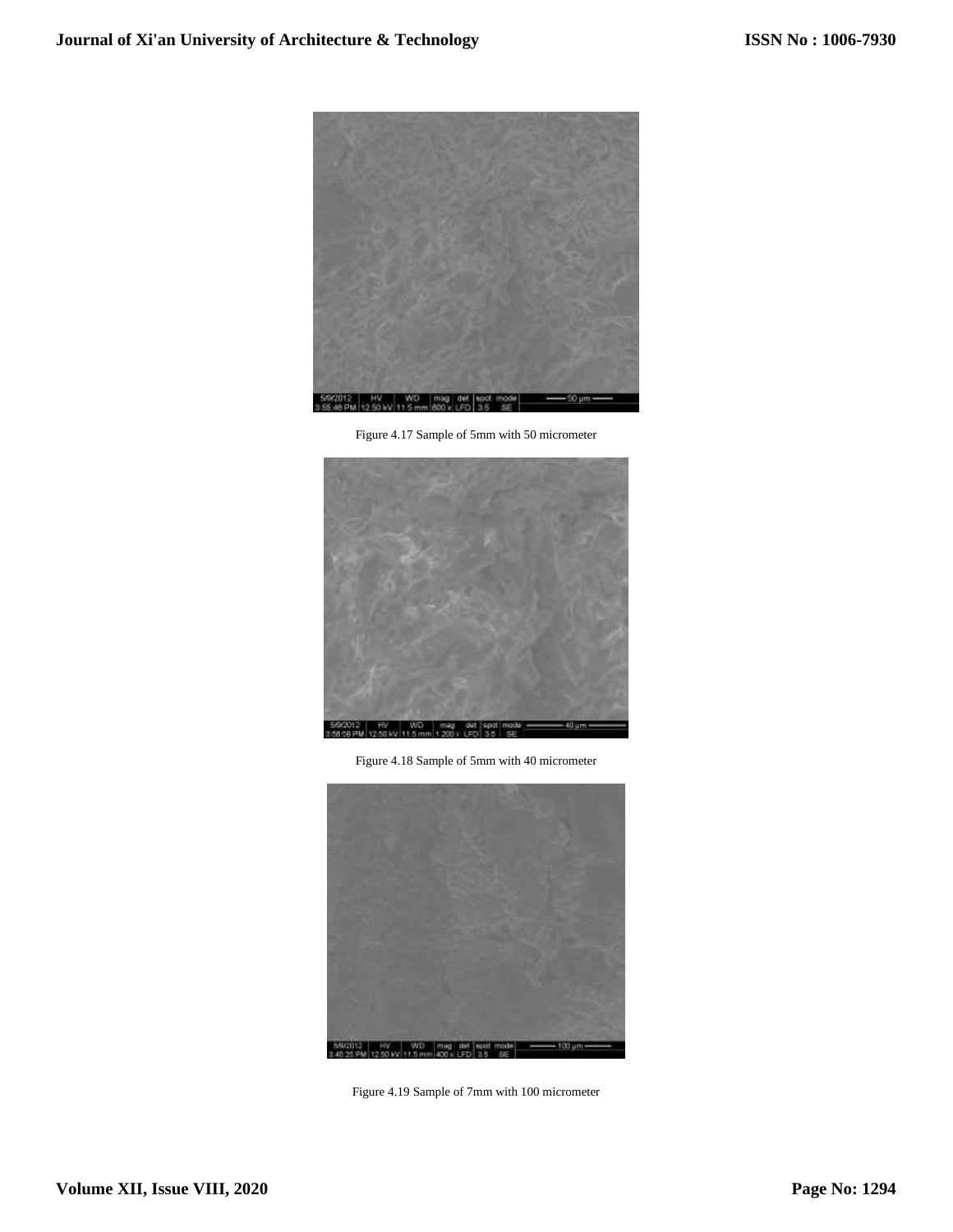Figure 4.17 Sample of 5mm with 50 micrometer

Figure 4.18 Sample of 5mm with 40 micrometer

Figure 4.19 Sample of 7mm with 100 micrometer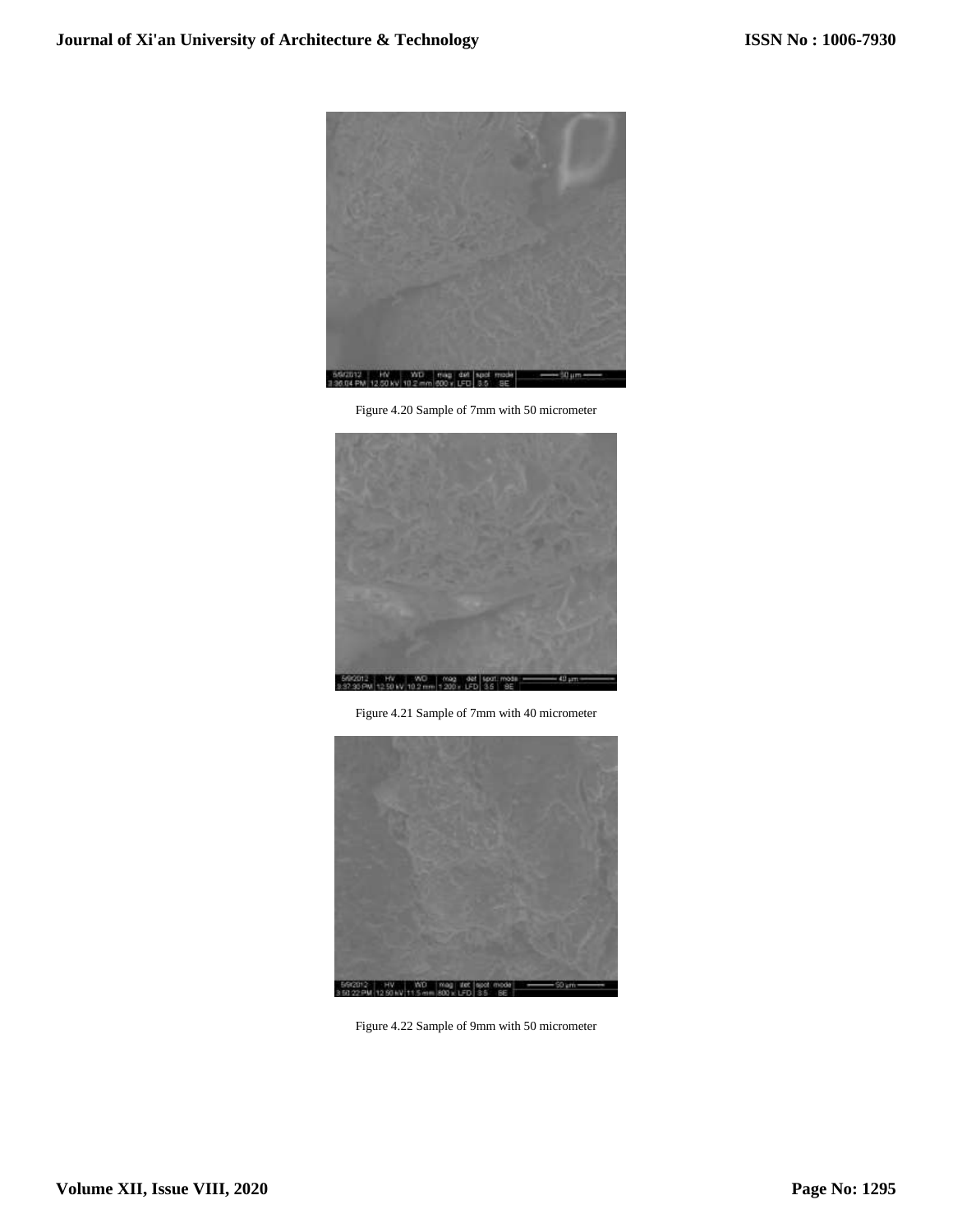Figure 4.20 Sample of 7mm with 50 micrometer

Figure 4.21 Sample of 7mm with 40 micrometer

Figure 4.22 Sample of 9mm with 50 micrometer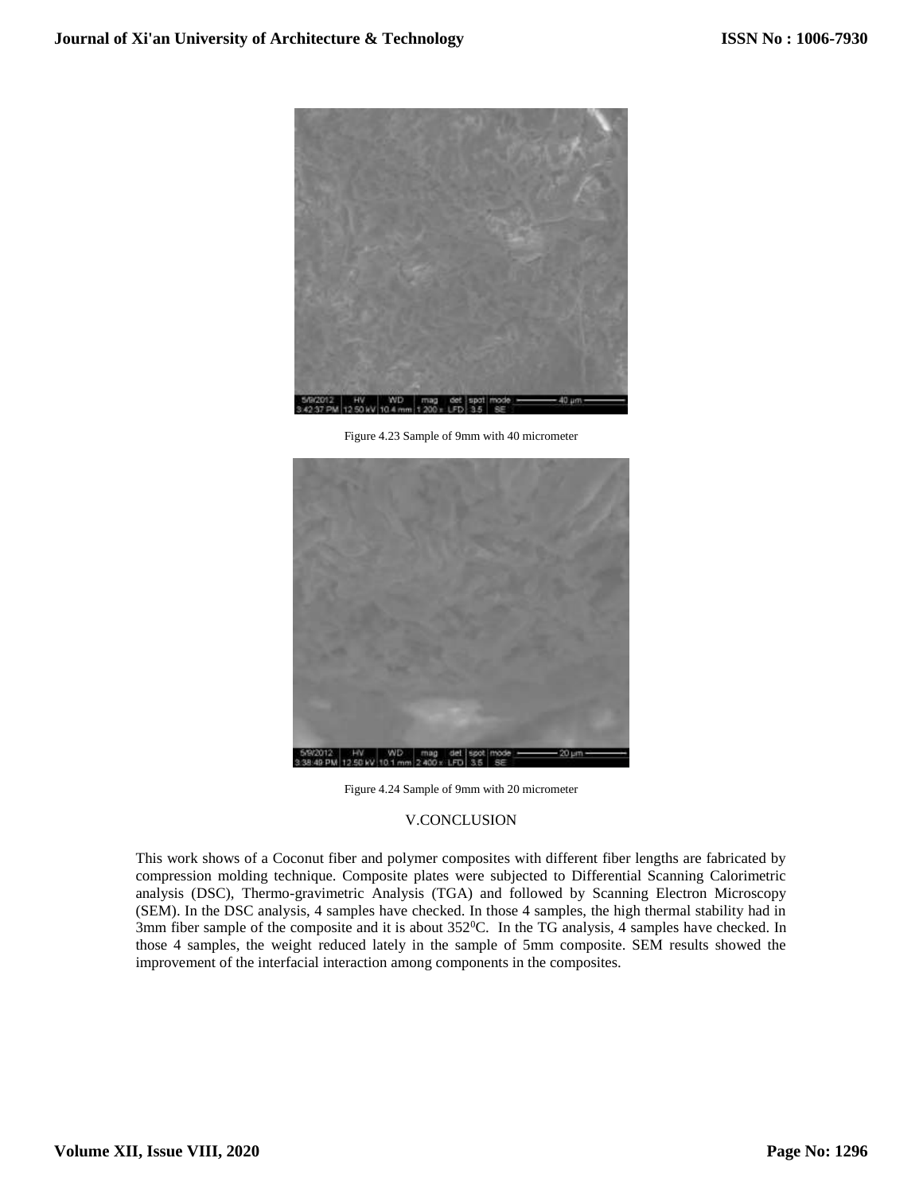Figure 4.23 Sample of 9mm with 40 micrometer

Figure 4.24 Sample of 9mm with 20 micrometer

## V.CONCLUSION

This work shows of a Coconut fiber and polymer composites with different fiber lengths are fabricated by compression molding technique. Composite plates were subjected to Differential Scanning Calorimetric analysis (DSC), Thermo-gravimetric Analysis (TGA) and followed by Scanning Electron Microscopy (SEM). In the DSC analysis, 4 samples have checked. In those 4 samples, the high thermal stability had in 3mm fiber sample of the composite and it is about $352^0$C. In the TG analysis, 4 samples have checked. In those 4 samples, the weight reduced lately in the sample of 5mm composite. SEM results showed the improvement of the interfacial interaction among components in the composites.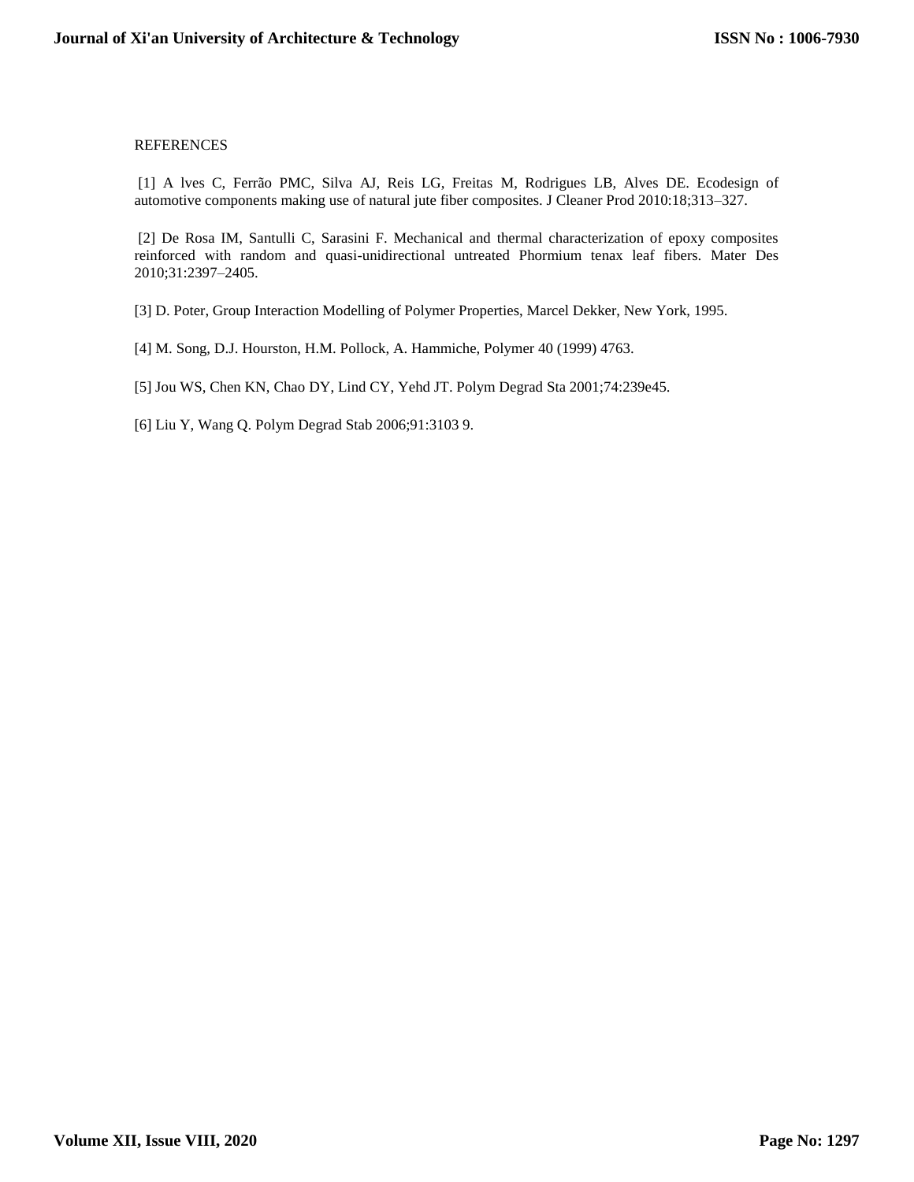REFERENCES

[1] A lves C, Ferrão PMC, Silva AJ, Reis LG, Freitas M, Rodrigues LB, Alves DE. Ecodesign of automotive components making use of natural jute fiber composites. J Cleaner Prod 2010:18;313–327.

[2] De Rosa IM, Santulli C, Sarasini F. Mechanical and thermal characterization of epoxy composites reinforced with random and quasi-unidirectional untreated Phormium tenax leaf fibers. Mater Des 2010;31:2397–2405.

[3] D. Poter, Group Interaction Modelling of Polymer Properties, Marcel Dekker, New York, 1995.

[4] M. Song, D.J. Hourston, H.M. Pollock, A. Hammiche, Polymer 40 (1999) 4763.

[5] Jou WS, Chen KN, Chao DY, Lind CY, Yehd JT. Polym Degrad Sta 2001;74:239e45.

[6] Liu Y, Wang Q. Polym Degrad Stab 2006;91:3103 9.